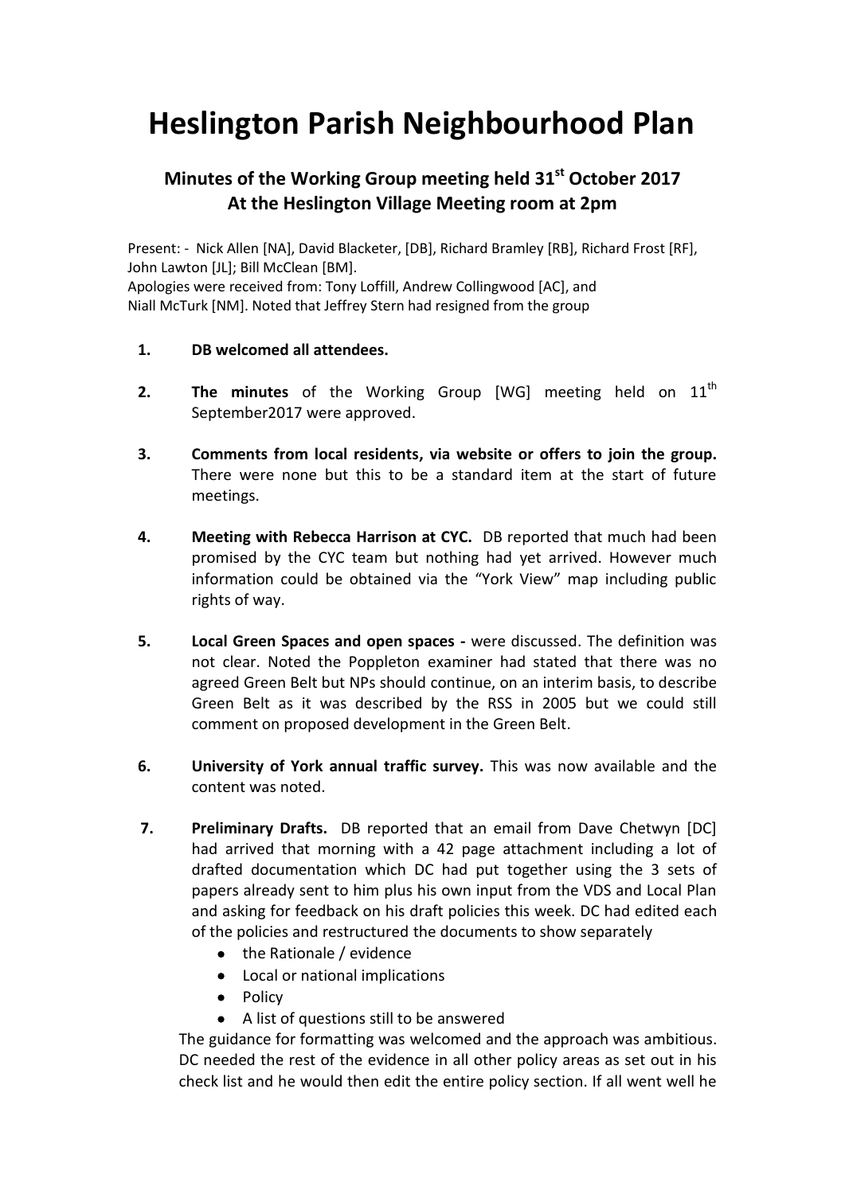# Heslington Parish Neighbourhood Plan

## Minutes of the Working Group meeting held 31st October 2017 At the Heslington Village Meeting room at 2pm

Present: - Nick Allen [NA], David Blacketer, [DB], Richard Bramley [RB], Richard Frost [RF], John Lawton [JL]; Bill McClean [BM].
Apologies were received from: Tony Loffill, Andrew Collingwood [AC], and Niall McTurk [NM]. Noted that Jeffrey Stern had resigned from the group

1. **DB welcomed all attendees.**

2. **The minutes** of the Working Group [WG] meeting held on 11th September2017 were approved.

3. **Comments from local residents, via website or offers to join the group.** There were none but this to be a standard item at the start of future meetings.

4. **Meeting with Rebecca Harrison at CYC.** DB reported that much had been promised by the CYC team but nothing had yet arrived. However much information could be obtained via the "York View" map including public rights of way.

5. **Local Green Spaces and open spaces -** were discussed. The definition was not clear. Noted the Poppleton examiner had stated that there was no agreed Green Belt but NPs should continue, on an interim basis, to describe Green Belt as it was described by the RSS in 2005 but we could still comment on proposed development in the Green Belt.

6. **University of York annual traffic survey.** This was now available and the content was noted.

7. **Preliminary Drafts.** DB reported that an email from Dave Chetwyn [DC] had arrived that morning with a 42 page attachment including a lot of drafted documentation which DC had put together using the 3 sets of papers already sent to him plus his own input from the VDS and Local Plan and asking for feedback on his draft policies this week. DC had edited each of the policies and restructured the documents to show separately
   - the Rationale / evidence
   - Local or national implications
   - Policy
   - A list of questions still to be answered

   The guidance for formatting was welcomed and the approach was ambitious. DC needed the rest of the evidence in all other policy areas as set out in his check list and he would then edit the entire policy section. If all went well he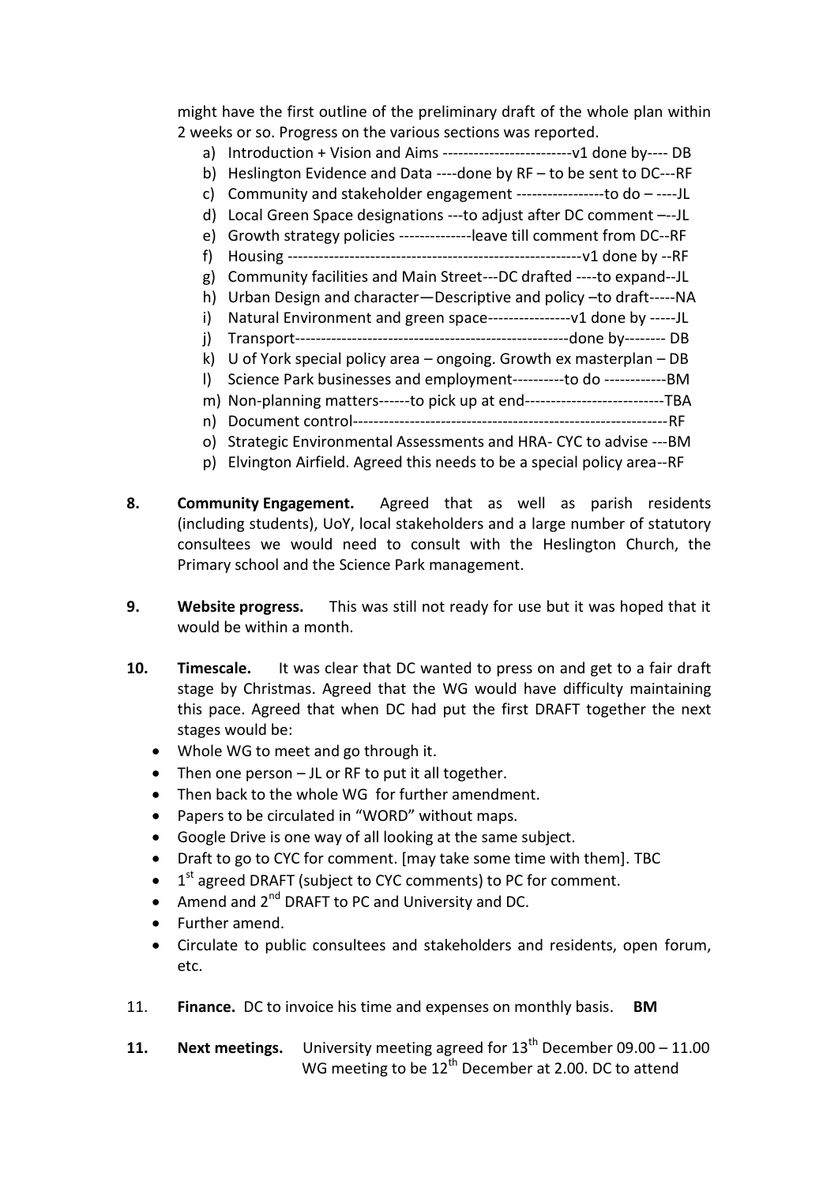might have the first outline of the preliminary draft of the whole plan within 2 weeks or so. Progress on the various sections was reported.

a) Introduction + Vision and Aims -------------------------v1 done by---- DB
b) Heslington Evidence and Data ----done by RF – to be sent to DC---RF
c) Community and stakeholder engagement -----------------to do – ----JL
d) Local Green Space designations ---to adjust after DC comment –--JL
e) Growth strategy policies --------------leave till comment from DC--RF
f) Housing --------------------------------------------------------v1 done by --RF
g) Community facilities and Main Street---DC drafted ----to expand--JL
h) Urban Design and character—Descriptive and policy –to draft-----NA
i) Natural Environment and green space----------------v1 done by -----JL
j) Transport-----------------------------------------------------done by-------- DB
k) U of York special policy area – ongoing. Growth ex masterplan – DB
l) Science Park businesses and employment----------to do ------------BM
m) Non-planning matters------to pick up at end---------------------------TBA
n) Document control------------------------------------------------------------RF
o) Strategic Environmental Assessments and HRA- CYC to advise ---BM
p) Elvington Airfield. Agreed this needs to be a special policy area--RF

**8.** **Community Engagement.** Agreed that as well as parish residents (including students), UoY, local stakeholders and a large number of statutory consultees we would need to consult with the Heslington Church, the Primary school and the Science Park management.

**9.** **Website progress.** This was still not ready for use but it was hoped that it would be within a month.

**10.** **Timescale.** It was clear that DC wanted to press on and get to a fair draft stage by Christmas. Agreed that the WG would have difficulty maintaining this pace. Agreed that when DC had put the first DRAFT together the next stages would be:

- Whole WG to meet and go through it.
- Then one person – JL or RF to put it all together.
- Then back to the whole WG for further amendment.
- Papers to be circulated in “WORD” without maps.
- Google Drive is one way of all looking at the same subject.
- Draft to go to CYC for comment. [may take some time with them]. TBC
- 1st agreed DRAFT (subject to CYC comments) to PC for comment.
- Amend and 2nd DRAFT to PC and University and DC.
- Further amend.
- Circulate to public consultees and stakeholders and residents, open forum, etc.

11. **Finance.** DC to invoice his time and expenses on monthly basis. **BM**

**11.** **Next meetings.** University meeting agreed for 13th December 09.00 – 11.00
WG meeting to be 12th December at 2.00. DC to attend